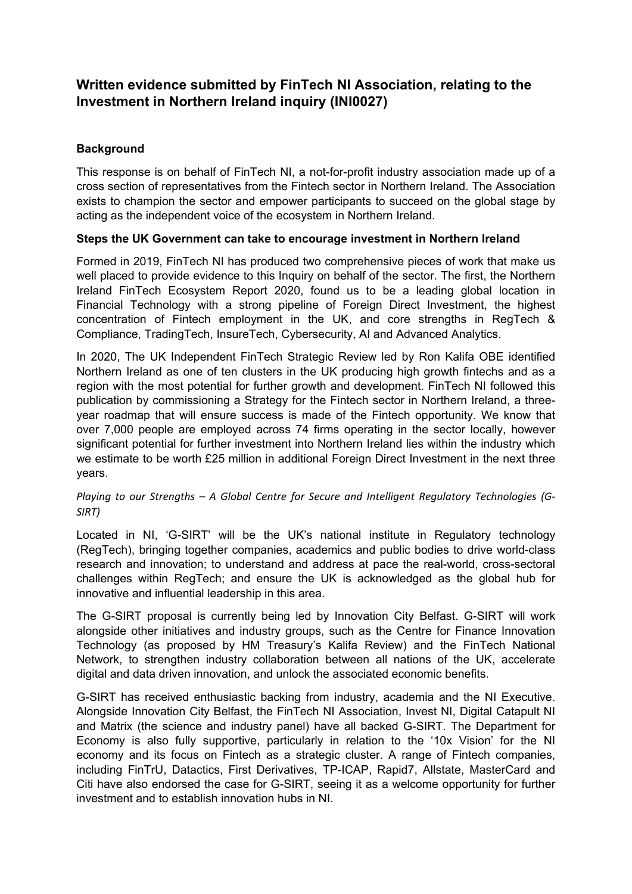# Written evidence submitted by FinTech NI Association, relating to the Investment in Northern Ireland inquiry (INI0027)

## Background

This response is on behalf of FinTech NI, a not-for-profit industry association made up of a cross section of representatives from the Fintech sector in Northern Ireland. The Association exists to champion the sector and empower participants to succeed on the global stage by acting as the independent voice of the ecosystem in Northern Ireland.

### Steps the UK Government can take to encourage investment in Northern Ireland

Formed in 2019, FinTech NI has produced two comprehensive pieces of work that make us well placed to provide evidence to this Inquiry on behalf of the sector. The first, the Northern Ireland FinTech Ecosystem Report 2020, found us to be a leading global location in Financial Technology with a strong pipeline of Foreign Direct Investment, the highest concentration of Fintech employment in the UK, and core strengths in RegTech & Compliance, TradingTech, InsureTech, Cybersecurity, AI and Advanced Analytics.

In 2020, The UK Independent FinTech Strategic Review led by Ron Kalifa OBE identified Northern Ireland as one of ten clusters in the UK producing high growth fintechs and as a region with the most potential for further growth and development. FinTech NI followed this publication by commissioning a Strategy for the Fintech sector in Northern Ireland, a three-year roadmap that will ensure success is made of the Fintech opportunity. We know that over 7,000 people are employed across 74 firms operating in the sector locally, however significant potential for further investment into Northern Ireland lies within the industry which we estimate to be worth £25 million in additional Foreign Direct Investment in the next three years.

*Playing to our Strengths – A Global Centre for Secure and Intelligent Regulatory Technologies (G-SIRT)*

Located in NI, 'G-SIRT' will be the UK's national institute in Regulatory technology (RegTech), bringing together companies, academics and public bodies to drive world-class research and innovation; to understand and address at pace the real-world, cross-sectoral challenges within RegTech; and ensure the UK is acknowledged as the global hub for innovative and influential leadership in this area.

The G-SIRT proposal is currently being led by Innovation City Belfast. G-SIRT will work alongside other initiatives and industry groups, such as the Centre for Finance Innovation Technology (as proposed by HM Treasury's Kalifa Review) and the FinTech National Network, to strengthen industry collaboration between all nations of the UK, accelerate digital and data driven innovation, and unlock the associated economic benefits.

G-SIRT has received enthusiastic backing from industry, academia and the NI Executive. Alongside Innovation City Belfast, the FinTech NI Association, Invest NI, Digital Catapult NI and Matrix (the science and industry panel) have all backed G-SIRT. The Department for Economy is also fully supportive, particularly in relation to the '10x Vision' for the NI economy and its focus on Fintech as a strategic cluster. A range of Fintech companies, including FinTrU, Datactics, First Derivatives, TP-ICAP, Rapid7, Allstate, MasterCard and Citi have also endorsed the case for G-SIRT, seeing it as a welcome opportunity for further investment and to establish innovation hubs in NI.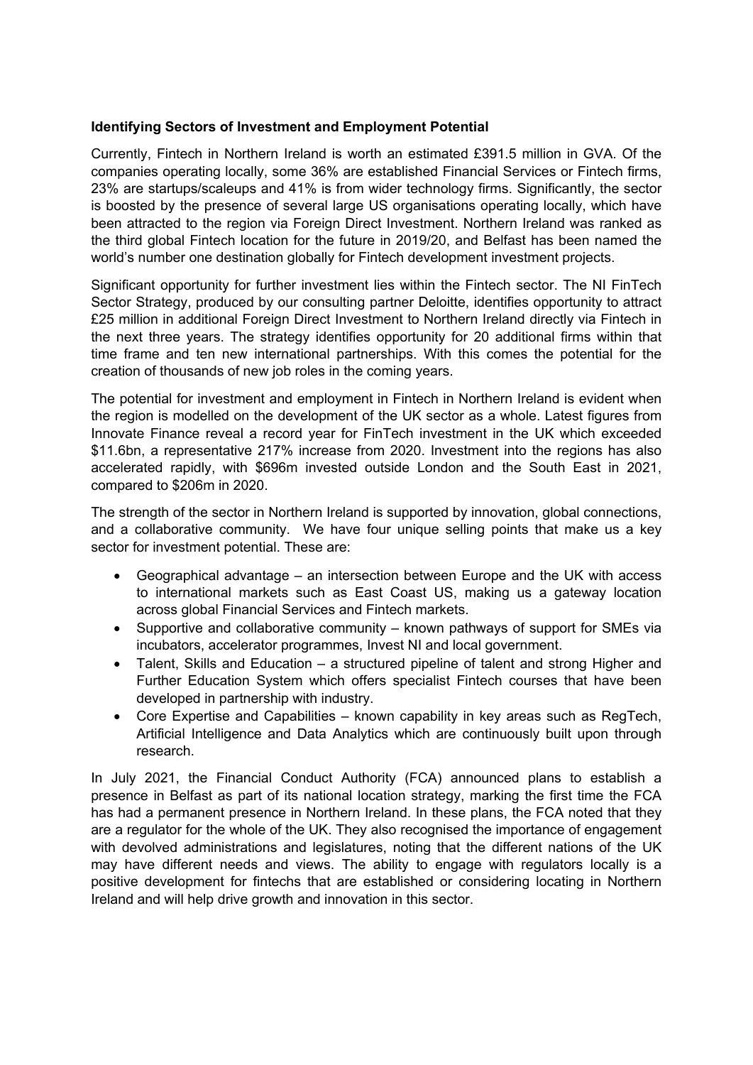**Identifying Sectors of Investment and Employment Potential**

Currently, Fintech in Northern Ireland is worth an estimated £391.5 million in GVA. Of the companies operating locally, some 36% are established Financial Services or Fintech firms, 23% are startups/scaleups and 41% is from wider technology firms. Significantly, the sector is boosted by the presence of several large US organisations operating locally, which have been attracted to the region via Foreign Direct Investment. Northern Ireland was ranked as the third global Fintech location for the future in 2019/20, and Belfast has been named the world's number one destination globally for Fintech development investment projects.

Significant opportunity for further investment lies within the Fintech sector. The NI FinTech Sector Strategy, produced by our consulting partner Deloitte, identifies opportunity to attract £25 million in additional Foreign Direct Investment to Northern Ireland directly via Fintech in the next three years. The strategy identifies opportunity for 20 additional firms within that time frame and ten new international partnerships. With this comes the potential for the creation of thousands of new job roles in the coming years.

The potential for investment and employment in Fintech in Northern Ireland is evident when the region is modelled on the development of the UK sector as a whole. Latest figures from Innovate Finance reveal a record year for FinTech investment in the UK which exceeded $11.6bn, a representative 217% increase from 2020. Investment into the regions has also accelerated rapidly, with $696m invested outside London and the South East in 2021, compared to $206m in 2020.

The strength of the sector in Northern Ireland is supported by innovation, global connections, and a collaborative community. We have four unique selling points that make us a key sector for investment potential. These are:

- Geographical advantage – an intersection between Europe and the UK with access to international markets such as East Coast US, making us a gateway location across global Financial Services and Fintech markets.
- Supportive and collaborative community – known pathways of support for SMEs via incubators, accelerator programmes, Invest NI and local government.
- Talent, Skills and Education – a structured pipeline of talent and strong Higher and Further Education System which offers specialist Fintech courses that have been developed in partnership with industry.
- Core Expertise and Capabilities – known capability in key areas such as RegTech, Artificial Intelligence and Data Analytics which are continuously built upon through research.

In July 2021, the Financial Conduct Authority (FCA) announced plans to establish a presence in Belfast as part of its national location strategy, marking the first time the FCA has had a permanent presence in Northern Ireland. In these plans, the FCA noted that they are a regulator for the whole of the UK. They also recognised the importance of engagement with devolved administrations and legislatures, noting that the different nations of the UK may have different needs and views. The ability to engage with regulators locally is a positive development for fintechs that are established or considering locating in Northern Ireland and will help drive growth and innovation in this sector.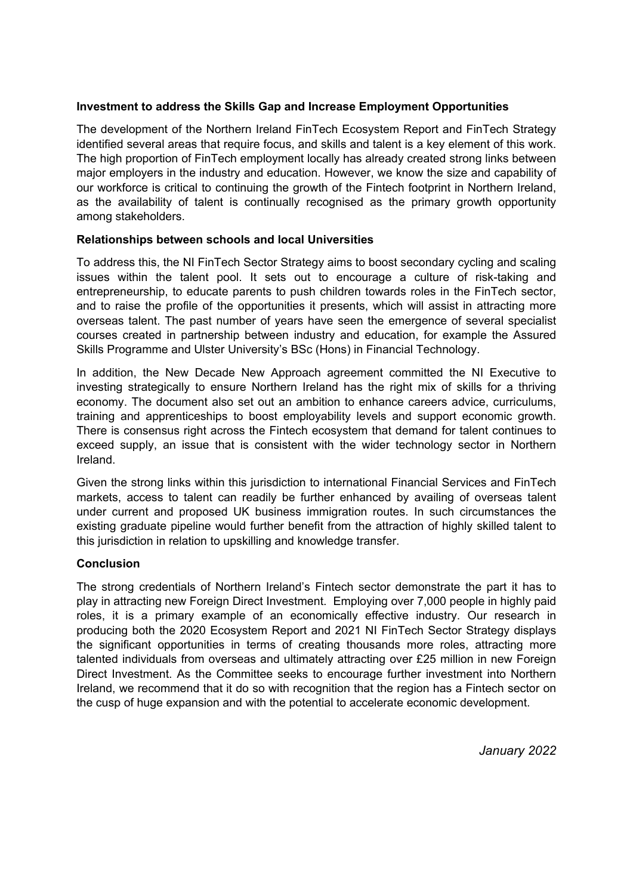**Investment to address the Skills Gap and Increase Employment Opportunities**

The development of the Northern Ireland FinTech Ecosystem Report and FinTech Strategy identified several areas that require focus, and skills and talent is a key element of this work. The high proportion of FinTech employment locally has already created strong links between major employers in the industry and education. However, we know the size and capability of our workforce is critical to continuing the growth of the Fintech footprint in Northern Ireland, as the availability of talent is continually recognised as the primary growth opportunity among stakeholders.

**Relationships between schools and local Universities**

To address this, the NI FinTech Sector Strategy aims to boost secondary cycling and scaling issues within the talent pool. It sets out to encourage a culture of risk-taking and entrepreneurship, to educate parents to push children towards roles in the FinTech sector, and to raise the profile of the opportunities it presents, which will assist in attracting more overseas talent. The past number of years have seen the emergence of several specialist courses created in partnership between industry and education, for example the Assured Skills Programme and Ulster University's BSc (Hons) in Financial Technology.

In addition, the New Decade New Approach agreement committed the NI Executive to investing strategically to ensure Northern Ireland has the right mix of skills for a thriving economy. The document also set out an ambition to enhance careers advice, curriculums, training and apprenticeships to boost employability levels and support economic growth. There is consensus right across the Fintech ecosystem that demand for talent continues to exceed supply, an issue that is consistent with the wider technology sector in Northern Ireland.

Given the strong links within this jurisdiction to international Financial Services and FinTech markets, access to talent can readily be further enhanced by availing of overseas talent under current and proposed UK business immigration routes. In such circumstances the existing graduate pipeline would further benefit from the attraction of highly skilled talent to this jurisdiction in relation to upskilling and knowledge transfer.

**Conclusion**

The strong credentials of Northern Ireland's Fintech sector demonstrate the part it has to play in attracting new Foreign Direct Investment. Employing over 7,000 people in highly paid roles, it is a primary example of an economically effective industry. Our research in producing both the 2020 Ecosystem Report and 2021 NI FinTech Sector Strategy displays the significant opportunities in terms of creating thousands more roles, attracting more talented individuals from overseas and ultimately attracting over £25 million in new Foreign Direct Investment. As the Committee seeks to encourage further investment into Northern Ireland, we recommend that it do so with recognition that the region has a Fintech sector on the cusp of huge expansion and with the potential to accelerate economic development.

*January 2022*